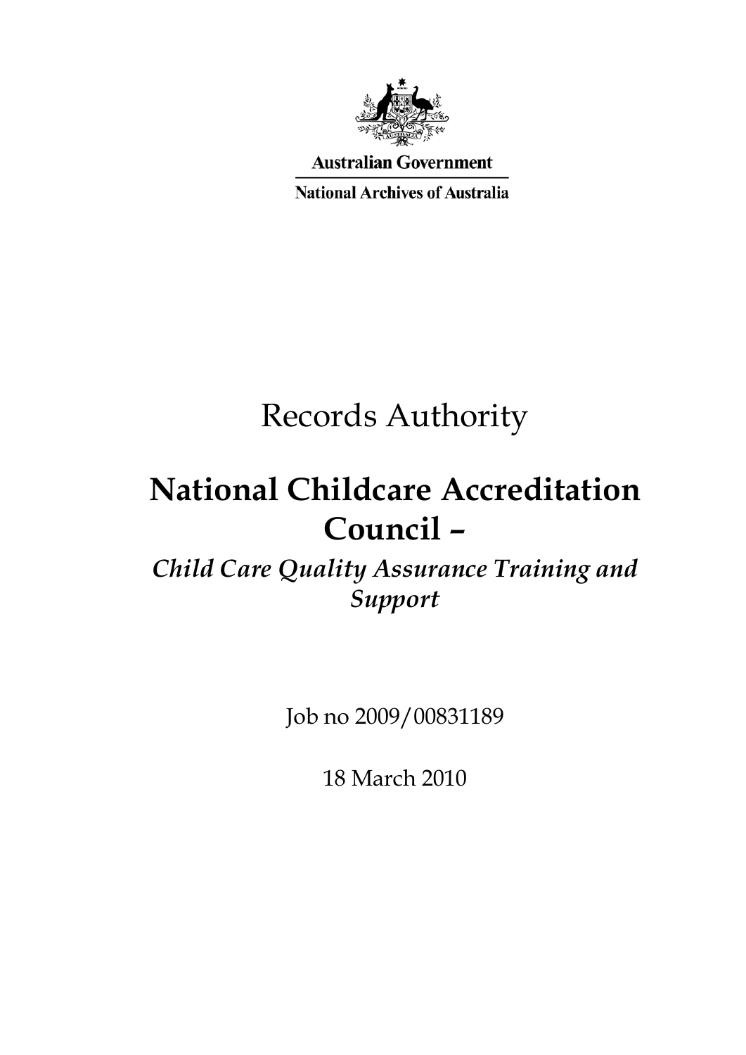Australian Government

National Archives of Australia

# Records Authority

# National Childcare Accreditation Council –

*Child Care Quality Assurance Training and Support*

Job no 2009/00831189

18 March 2010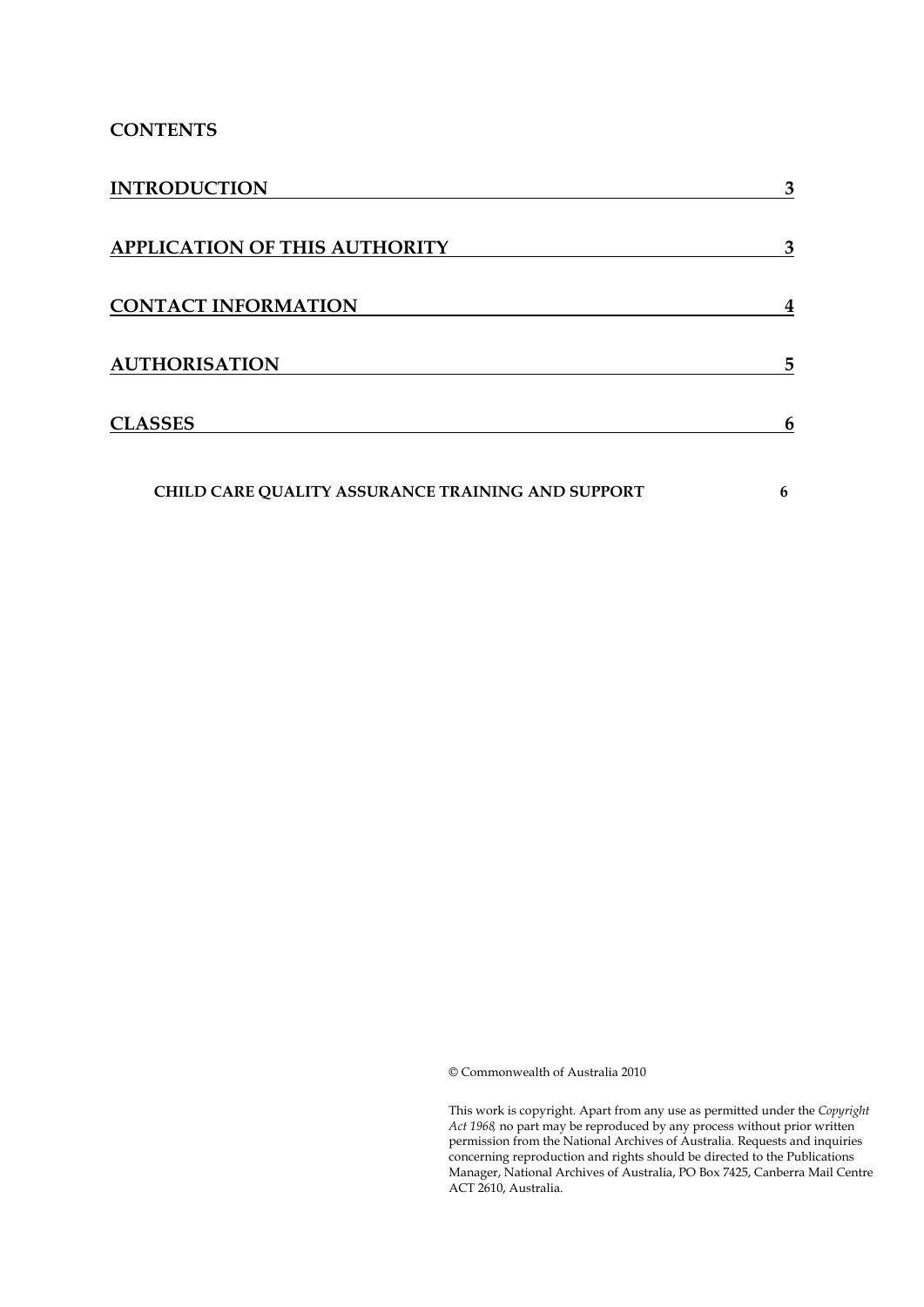## CONTENTS

| | |
|---|---|
| **INTRODUCTION** | **3** |
| **APPLICATION OF THIS AUTHORITY** | **3** |
| **CONTACT INFORMATION** | **4** |
| **AUTHORISATION** | **5** |
| **CLASSES** | **6** |
| **CHILD CARE QUALITY ASSURANCE TRAINING AND SUPPORT** | **6** |

© Commonwealth of Australia 2010

This work is copyright. Apart from any use as permitted under the *Copyright Act 1968,* no part may be reproduced by any process without prior written permission from the National Archives of Australia. Requests and inquiries concerning reproduction and rights should be directed to the Publications Manager, National Archives of Australia, PO Box 7425, Canberra Mail Centre ACT 2610, Australia.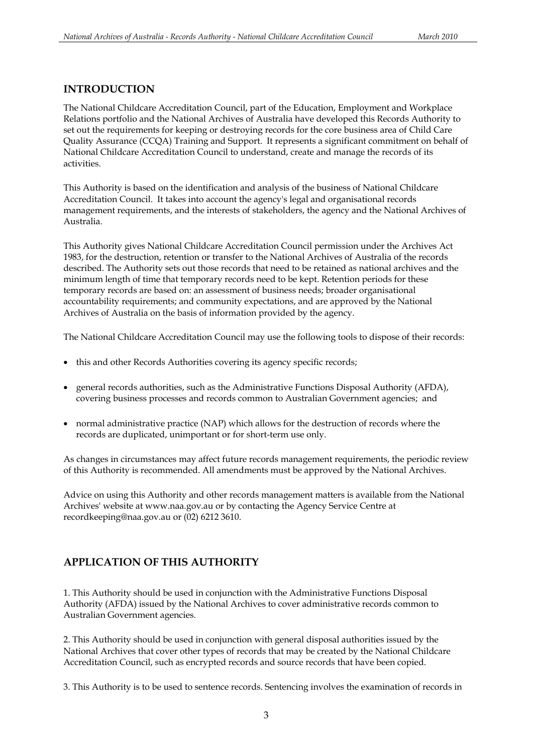## INTRODUCTION

The National Childcare Accreditation Council, part of the Education, Employment and Workplace Relations portfolio and the National Archives of Australia have developed this Records Authority to set out the requirements for keeping or destroying records for the core business area of Child Care Quality Assurance (CCQA) Training and Support. It represents a significant commitment on behalf of National Childcare Accreditation Council to understand, create and manage the records of its activities.

This Authority is based on the identification and analysis of the business of National Childcare Accreditation Council. It takes into account the agency's legal and organisational records management requirements, and the interests of stakeholders, the agency and the National Archives of Australia.

This Authority gives National Childcare Accreditation Council permission under the Archives Act 1983, for the destruction, retention or transfer to the National Archives of Australia of the records described. The Authority sets out those records that need to be retained as national archives and the minimum length of time that temporary records need to be kept. Retention periods for these temporary records are based on: an assessment of business needs; broader organisational accountability requirements; and community expectations, and are approved by the National Archives of Australia on the basis of information provided by the agency.

The National Childcare Accreditation Council may use the following tools to dispose of their records:

- this and other Records Authorities covering its agency specific records;
- general records authorities, such as the Administrative Functions Disposal Authority (AFDA), covering business processes and records common to Australian Government agencies; and
- normal administrative practice (NAP) which allows for the destruction of records where the records are duplicated, unimportant or for short-term use only.

As changes in circumstances may affect future records management requirements, the periodic review of this Authority is recommended. All amendments must be approved by the National Archives.

Advice on using this Authority and other records management matters is available from the National Archives' website at www.naa.gov.au or by contacting the Agency Service Centre at recordkeeping@naa.gov.au or (02) 6212 3610.

## APPLICATION OF THIS AUTHORITY

1. This Authority should be used in conjunction with the Administrative Functions Disposal Authority (AFDA) issued by the National Archives to cover administrative records common to Australian Government agencies.

2. This Authority should be used in conjunction with general disposal authorities issued by the National Archives that cover other types of records that may be created by the National Childcare Accreditation Council, such as encrypted records and source records that have been copied.

3. This Authority is to be used to sentence records. Sentencing involves the examination of records in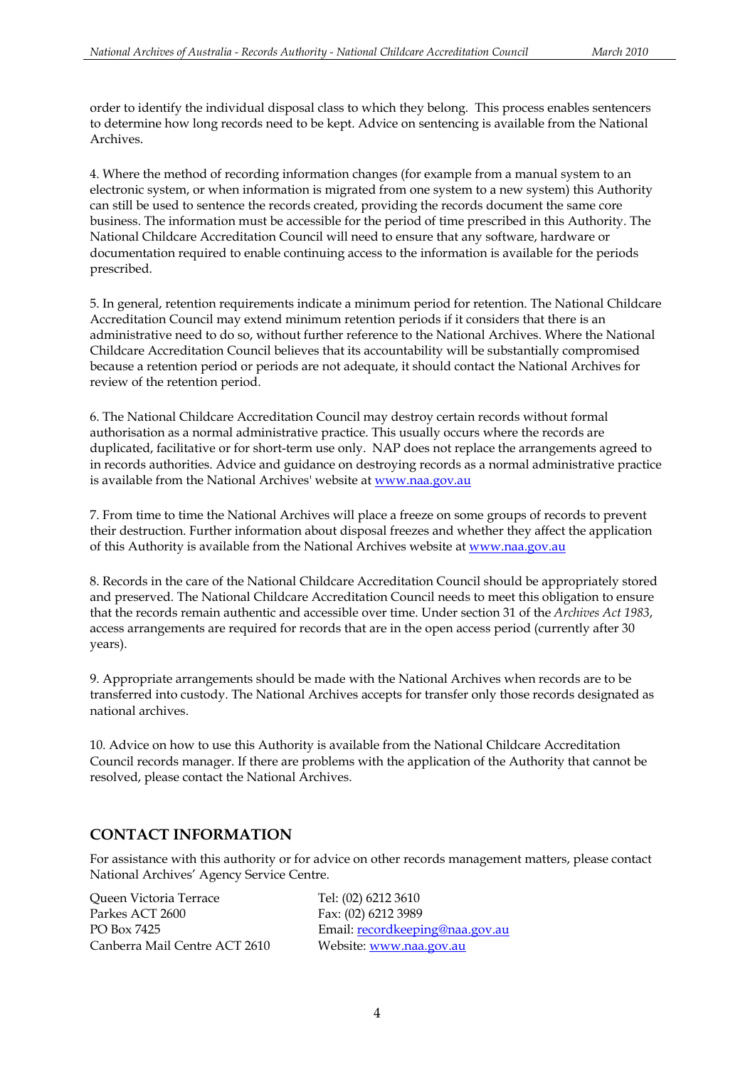order to identify the individual disposal class to which they belong. This process enables sentencers to determine how long records need to be kept. Advice on sentencing is available from the National Archives.

4. Where the method of recording information changes (for example from a manual system to an electronic system, or when information is migrated from one system to a new system) this Authority can still be used to sentence the records created, providing the records document the same core business. The information must be accessible for the period of time prescribed in this Authority. The National Childcare Accreditation Council will need to ensure that any software, hardware or documentation required to enable continuing access to the information is available for the periods prescribed.

5. In general, retention requirements indicate a minimum period for retention. The National Childcare Accreditation Council may extend minimum retention periods if it considers that there is an administrative need to do so, without further reference to the National Archives. Where the National Childcare Accreditation Council believes that its accountability will be substantially compromised because a retention period or periods are not adequate, it should contact the National Archives for review of the retention period.

6. The National Childcare Accreditation Council may destroy certain records without formal authorisation as a normal administrative practice. This usually occurs where the records are duplicated, facilitative or for short-term use only. NAP does not replace the arrangements agreed to in records authorities. Advice and guidance on destroying records as a normal administrative practice is available from the National Archives' website at www.naa.gov.au

7. From time to time the National Archives will place a freeze on some groups of records to prevent their destruction. Further information about disposal freezes and whether they affect the application of this Authority is available from the National Archives website at www.naa.gov.au

8. Records in the care of the National Childcare Accreditation Council should be appropriately stored and preserved. The National Childcare Accreditation Council needs to meet this obligation to ensure that the records remain authentic and accessible over time. Under section 31 of the *Archives Act 1983*, access arrangements are required for records that are in the open access period (currently after 30 years).

9. Appropriate arrangements should be made with the National Archives when records are to be transferred into custody. The National Archives accepts for transfer only those records designated as national archives.

10. Advice on how to use this Authority is available from the National Childcare Accreditation Council records manager. If there are problems with the application of the Authority that cannot be resolved, please contact the National Archives.

## CONTACT INFORMATION

For assistance with this authority or for advice on other records management matters, please contact National Archives' Agency Service Centre.

Queen Victoria Terrace
Parkes ACT 2600
PO Box 7425
Canberra Mail Centre ACT 2610

Tel: (02) 6212 3610
Fax: (02) 6212 3989
Email: recordkeeping@naa.gov.au
Website: www.naa.gov.au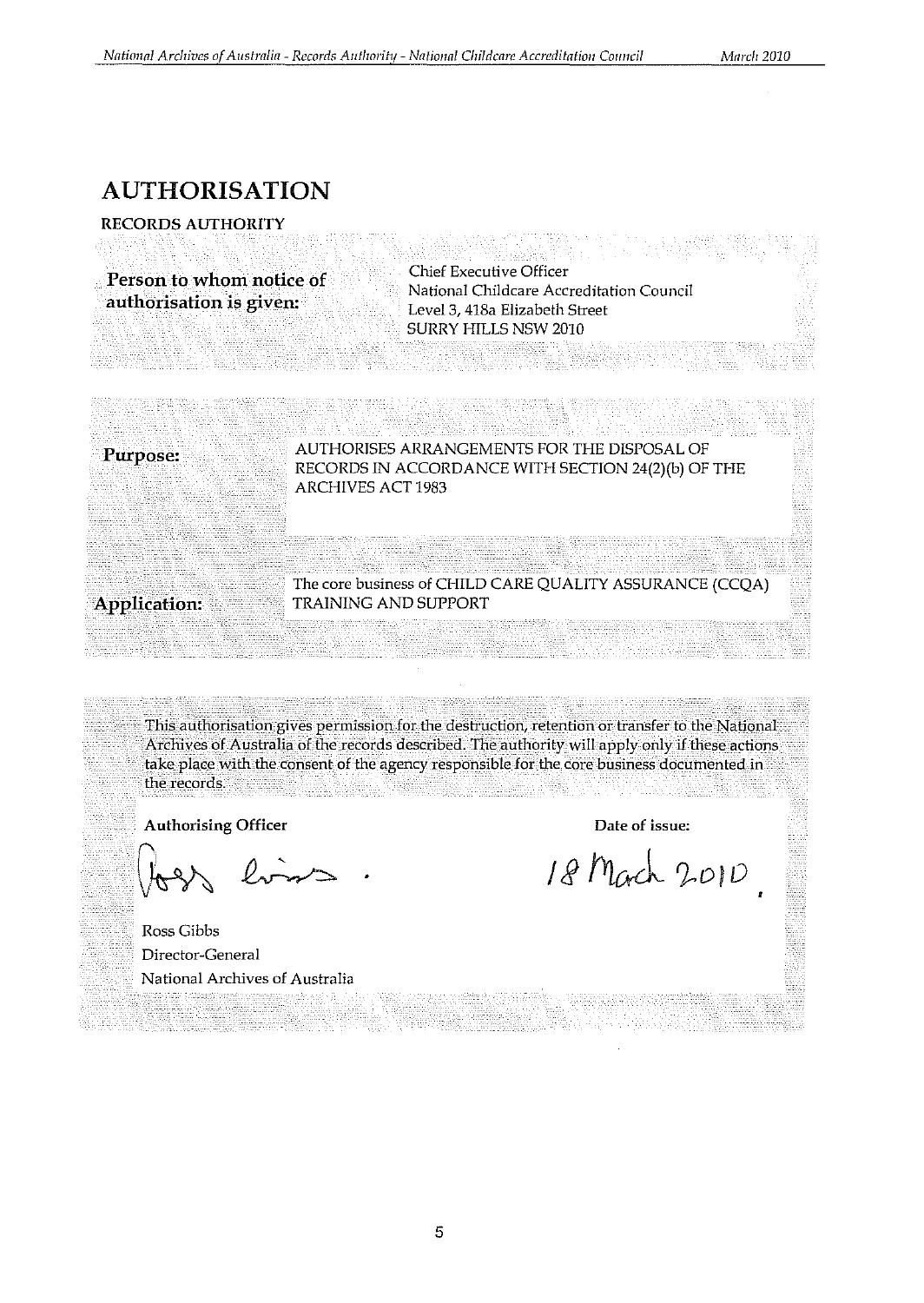# AUTHORISATION

RECORDS AUTHORITY

| | |
|---|---|
| **Person to whom notice of authorisation is given:** | Chief Executive Officer<br>National Childcare Accreditation Council<br>Level 3, 418a Elizabeth Street<br>SURRY HILLS NSW 2010 |

| | |
|---|---|
| **Purpose:** | AUTHORISES ARRANGEMENTS FOR THE DISPOSAL OF RECORDS IN ACCORDANCE WITH SECTION 24(2)(b) OF THE ARCHIVES ACT 1983 |
| **Application:** | The core business of CHILD CARE QUALITY ASSURANCE (CCQA) TRAINING AND SUPPORT |

This authorisation gives permission for the destruction, retention or transfer to the National Archives of Australia of the records described. The authority will apply only if these actions take place with the consent of the agency responsible for the core business documented in the records.

| | |
|---|---|
| **Authorising Officer** | **Date of issue:** |
| Ross Gibbs<br>Director-General<br>National Archives of Australia | 18 March 2010 |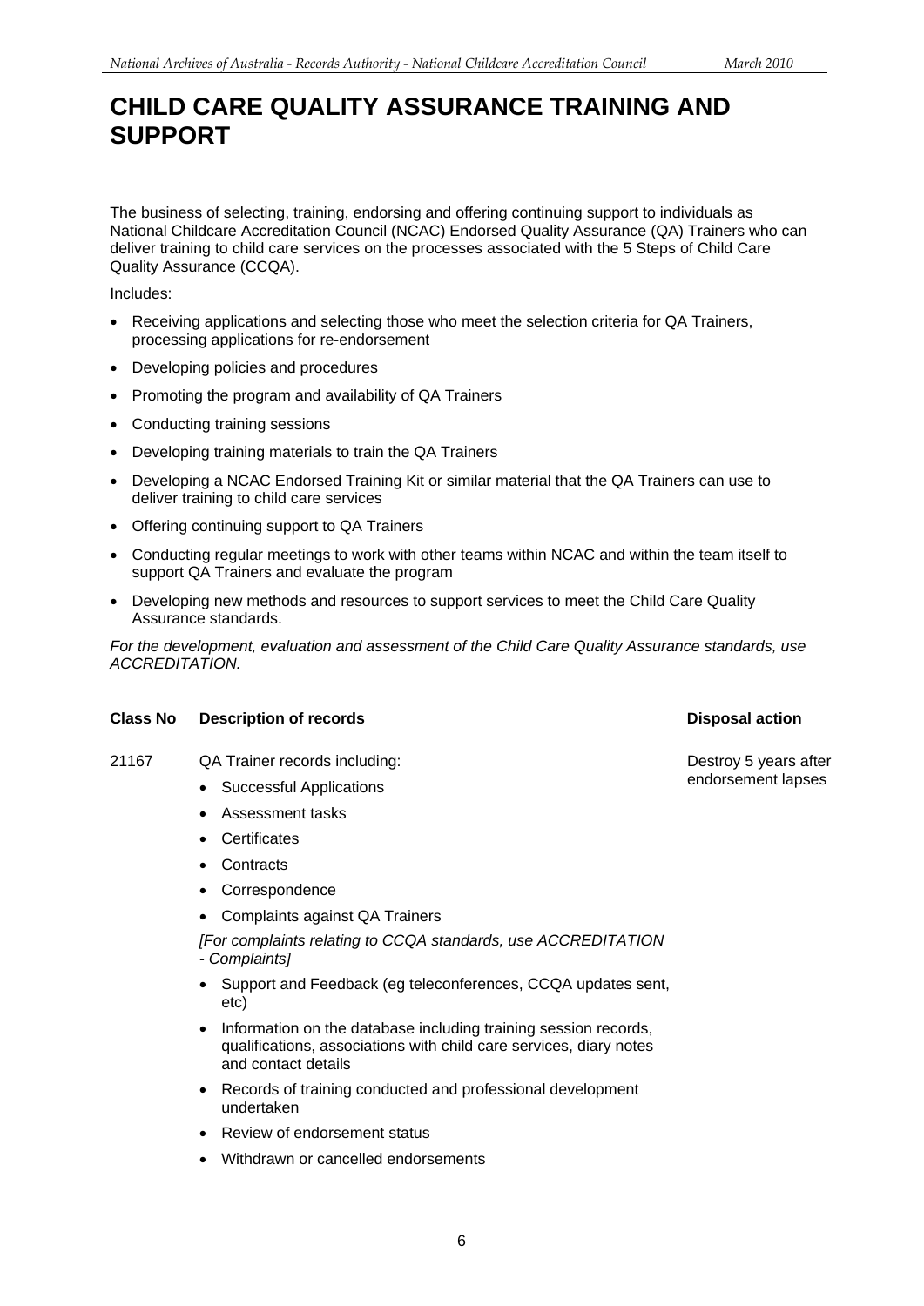# CHILD CARE QUALITY ASSURANCE TRAINING AND SUPPORT

The business of selecting, training, endorsing and offering continuing support to individuals as National Childcare Accreditation Council (NCAC) Endorsed Quality Assurance (QA) Trainers who can deliver training to child care services on the processes associated with the 5 Steps of Child Care Quality Assurance (CCQA).

Includes:

- Receiving applications and selecting those who meet the selection criteria for QA Trainers, processing applications for re-endorsement
- Developing policies and procedures
- Promoting the program and availability of QA Trainers
- Conducting training sessions
- Developing training materials to train the QA Trainers
- Developing a NCAC Endorsed Training Kit or similar material that the QA Trainers can use to deliver training to child care services
- Offering continuing support to QA Trainers
- Conducting regular meetings to work with other teams within NCAC and within the team itself to support QA Trainers and evaluate the program
- Developing new methods and resources to support services to meet the Child Care Quality Assurance standards.

*For the development, evaluation and assessment of the Child Care Quality Assurance standards, use ACCREDITATION.*

| Class No | Description of records | Disposal action |
|---|---|---|
| 21167 | QA Trainer records including:<br>• Successful Applications<br>• Assessment tasks<br>• Certificates<br>• Contracts<br>• Correspondence<br>• Complaints against QA Trainers<br>*[For complaints relating to CCQA standards, use ACCREDITATION - Complaints]*<br>• Support and Feedback (eg teleconferences, CCQA updates sent, etc)<br>• Information on the database including training session records, qualifications, associations with child care services, diary notes and contact details<br>• Records of training conducted and professional development undertaken<br>• Review of endorsement status<br>• Withdrawn or cancelled endorsements | Destroy 5 years after endorsement lapses |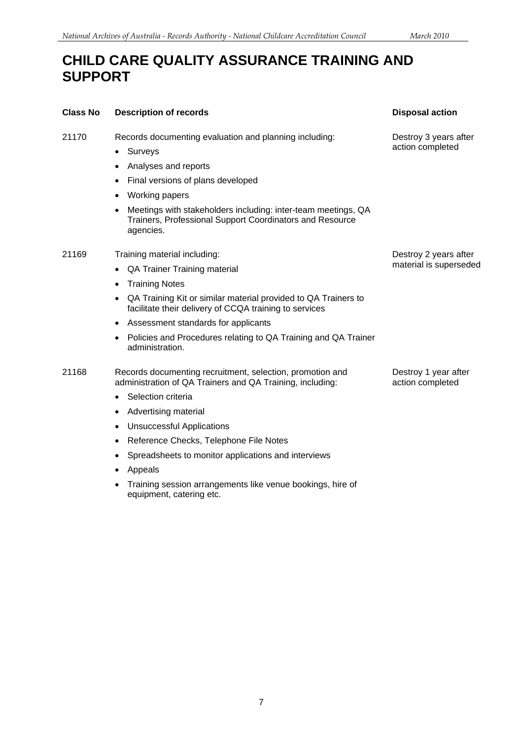# CHILD CARE QUALITY ASSURANCE TRAINING AND SUPPORT

| Class No | Description of records | Disposal action |
|---|---|---|
| 21170 | Records documenting evaluation and planning including:<br>• Surveys<br>• Analyses and reports<br>• Final versions of plans developed<br>• Working papers<br>• Meetings with stakeholders including: inter-team meetings, QA Trainers, Professional Support Coordinators and Resource agencies. | Destroy 3 years after action completed |
| 21169 | Training material including:<br>• QA Trainer Training material<br>• Training Notes<br>• QA Training Kit or similar material provided to QA Trainers to facilitate their delivery of CCQA training to services<br>• Assessment standards for applicants<br>• Policies and Procedures relating to QA Training and QA Trainer administration. | Destroy 2 years after material is superseded |
| 21168 | Records documenting recruitment, selection, promotion and administration of QA Trainers and QA Training, including:<br>• Selection criteria<br>• Advertising material<br>• Unsuccessful Applications<br>• Reference Checks, Telephone File Notes<br>• Spreadsheets to monitor applications and interviews<br>• Appeals<br>• Training session arrangements like venue bookings, hire of equipment, catering etc. | Destroy 1 year after action completed |